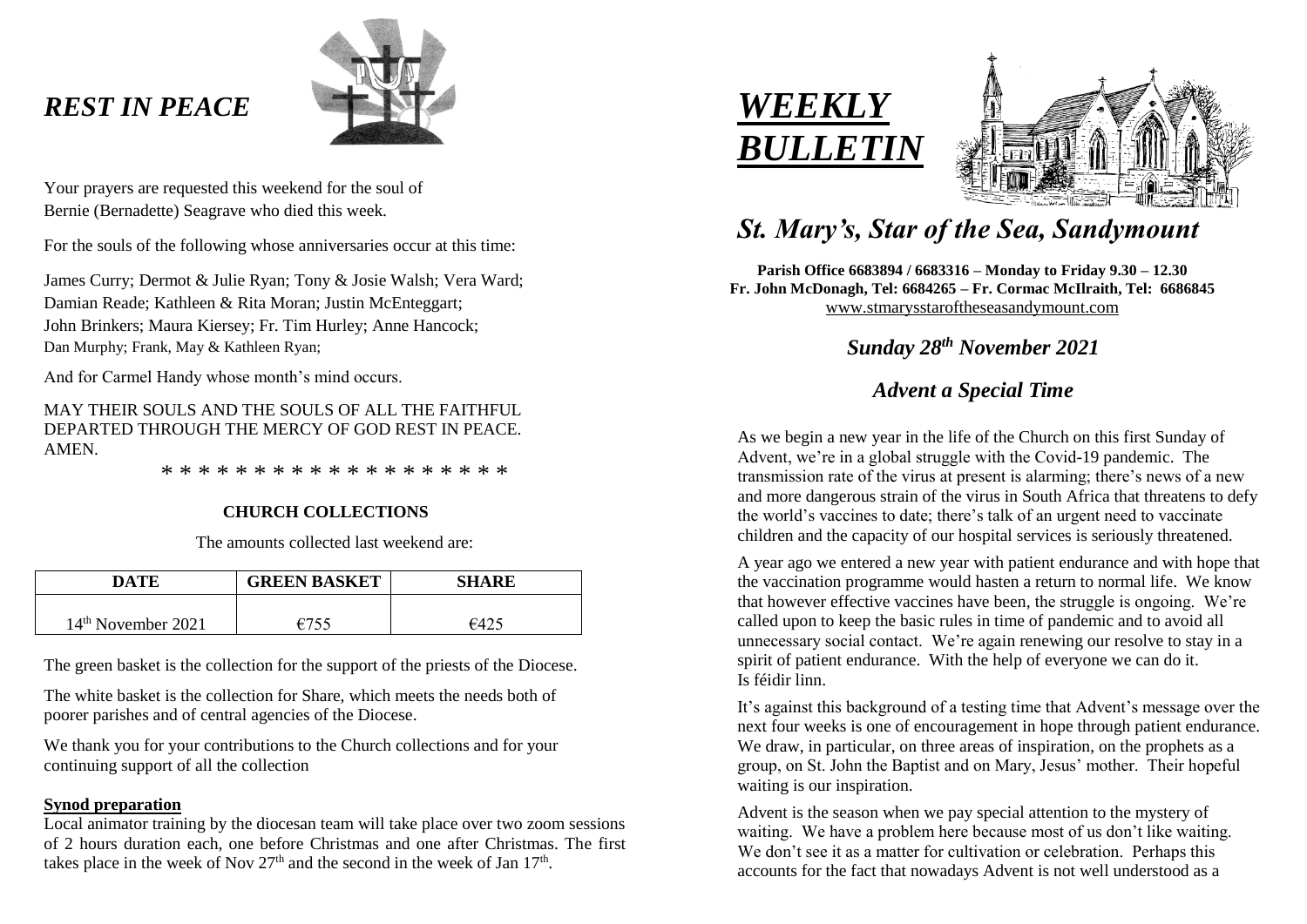# *REST IN PEACE*

Your prayers are requested this weekend for the soul of Bernie (Bernadette) Seagrave who died this week.

For the souls of the following whose anniversaries occur at this time:

James Curry; Dermot & Julie Ryan; Tony & Josie Walsh; Vera Ward; Damian Reade; Kathleen & Rita Moran; Justin McEnteggart; John Brinkers; Maura Kiersey; Fr. Tim Hurley; Anne Hancock; Dan Murphy; Frank, May & Kathleen Ryan;

And for Carmel Handy whose month's mind occurs.

MAY THEIR SOULS AND THE SOULS OF ALL THE FAITHFUL DEPARTED THROUGH THE MERCY OF GOD REST IN PEACE. AMEN.

\* \* \* \* \* \* \* \* \* \* \* \* \* \* \* \* \* \* \*

**CHURCH COLLECTIONS**

The amounts collected last weekend are:

| DATE | GREEN BASKET | SHARE |
|---|---|---|
| 14th November 2021 | €755 | €425 |

The green basket is the collection for the support of the priests of the Diocese.

The white basket is the collection for Share, which meets the needs both of poorer parishes and of central agencies of the Diocese.

We thank you for your contributions to the Church collections and for your continuing support of all the collection

**Synod preparation**

Local animator training by the diocesan team will take place over two zoom sessions of 2 hours duration each, one before Christmas and one after Christmas. The first takes place in the week of Nov 27th and the second in the week of Jan 17th.

# *WEEKLY BULLETIN*

## *St. Mary's, Star of the Sea, Sandymount*

**Parish Office 6683894 / 6683316 – Monday to Friday 9.30 – 12.30**
**Fr. John McDonagh, Tel: 6684265 – Fr. Cormac McIlraith, Tel: 6686845**
www.stmarysstaroftheseasandymount.com

### *Sunday 28th November 2021*

### *Advent a Special Time*

As we begin a new year in the life of the Church on this first Sunday of Advent, we're in a global struggle with the Covid-19 pandemic. The transmission rate of the virus at present is alarming; there's news of a new and more dangerous strain of the virus in South Africa that threatens to defy the world's vaccines to date; there's talk of an urgent need to vaccinate children and the capacity of our hospital services is seriously threatened.

A year ago we entered a new year with patient endurance and with hope that the vaccination programme would hasten a return to normal life. We know that however effective vaccines have been, the struggle is ongoing. We're called upon to keep the basic rules in time of pandemic and to avoid all unnecessary social contact. We're again renewing our resolve to stay in a spirit of patient endurance. With the help of everyone we can do it. Is féidir linn.

It's against this background of a testing time that Advent's message over the next four weeks is one of encouragement in hope through patient endurance. We draw, in particular, on three areas of inspiration, on the prophets as a group, on St. John the Baptist and on Mary, Jesus' mother. Their hopeful waiting is our inspiration.

Advent is the season when we pay special attention to the mystery of waiting. We have a problem here because most of us don't like waiting. We don't see it as a matter for cultivation or celebration. Perhaps this accounts for the fact that nowadays Advent is not well understood as a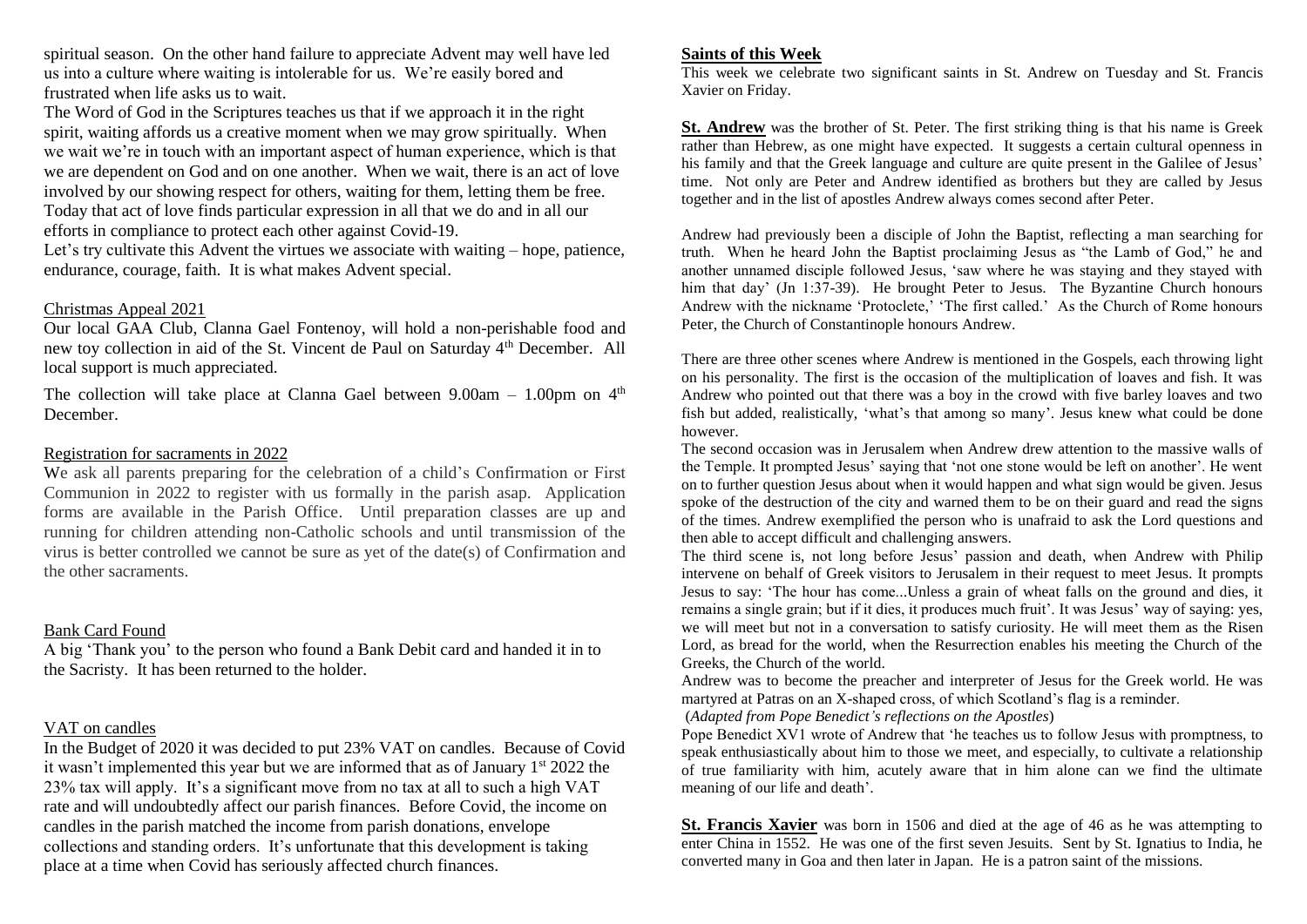spiritual season. On the other hand failure to appreciate Advent may well have led us into a culture where waiting is intolerable for us. We're easily bored and frustrated when life asks us to wait.

The Word of God in the Scriptures teaches us that if we approach it in the right spirit, waiting affords us a creative moment when we may grow spiritually. When we wait we're in touch with an important aspect of human experience, which is that we are dependent on God and on one another. When we wait, there is an act of love involved by our showing respect for others, waiting for them, letting them be free. Today that act of love finds particular expression in all that we do and in all our efforts in compliance to protect each other against Covid-19.

Let's try cultivate this Advent the virtues we associate with waiting – hope, patience, endurance, courage, faith. It is what makes Advent special.

## Christmas Appeal 2021

Our local GAA Club, Clanna Gael Fontenoy, will hold a non-perishable food and new toy collection in aid of the St. Vincent de Paul on Saturday 4th December. All local support is much appreciated.

The collection will take place at Clanna Gael between 9.00am – 1.00pm on 4th December.

## Registration for sacraments in 2022

We ask all parents preparing for the celebration of a child's Confirmation or First Communion in 2022 to register with us formally in the parish asap. Application forms are available in the Parish Office. Until preparation classes are up and running for children attending non-Catholic schools and until transmission of the virus is better controlled we cannot be sure as yet of the date(s) of Confirmation and the other sacraments.

## Bank Card Found

A big 'Thank you' to the person who found a Bank Debit card and handed it in to the Sacristy. It has been returned to the holder.

## VAT on candles

In the Budget of 2020 it was decided to put 23% VAT on candles. Because of Covid it wasn't implemented this year but we are informed that as of January 1st 2022 the 23% tax will apply. It's a significant move from no tax at all to such a high VAT rate and will undoubtedly affect our parish finances. Before Covid, the income on candles in the parish matched the income from parish donations, envelope collections and standing orders. It's unfortunate that this development is taking place at a time when Covid has seriously affected church finances.

## Saints of this Week

This week we celebrate two significant saints in St. Andrew on Tuesday and St. Francis Xavier on Friday.

**St. Andrew** was the brother of St. Peter. The first striking thing is that his name is Greek rather than Hebrew, as one might have expected. It suggests a certain cultural openness in his family and that the Greek language and culture are quite present in the Galilee of Jesus' time. Not only are Peter and Andrew identified as brothers but they are called by Jesus together and in the list of apostles Andrew always comes second after Peter.

Andrew had previously been a disciple of John the Baptist, reflecting a man searching for truth. When he heard John the Baptist proclaiming Jesus as "the Lamb of God," he and another unnamed disciple followed Jesus, 'saw where he was staying and they stayed with him that day' (Jn 1:37-39). He brought Peter to Jesus. The Byzantine Church honours Andrew with the nickname 'Protoclete,' 'The first called.' As the Church of Rome honours Peter, the Church of Constantinople honours Andrew.

There are three other scenes where Andrew is mentioned in the Gospels, each throwing light on his personality. The first is the occasion of the multiplication of loaves and fish. It was Andrew who pointed out that there was a boy in the crowd with five barley loaves and two fish but added, realistically, 'what's that among so many'. Jesus knew what could be done however.

The second occasion was in Jerusalem when Andrew drew attention to the massive walls of the Temple. It prompted Jesus' saying that 'not one stone would be left on another'. He went on to further question Jesus about when it would happen and what sign would be given. Jesus spoke of the destruction of the city and warned them to be on their guard and read the signs of the times. Andrew exemplified the person who is unafraid to ask the Lord questions and then able to accept difficult and challenging answers.

The third scene is, not long before Jesus' passion and death, when Andrew with Philip intervene on behalf of Greek visitors to Jerusalem in their request to meet Jesus. It prompts Jesus to say: 'The hour has come...Unless a grain of wheat falls on the ground and dies, it remains a single grain; but if it dies, it produces much fruit'. It was Jesus' way of saying: yes, we will meet but not in a conversation to satisfy curiosity. He will meet them as the Risen Lord, as bread for the world, when the Resurrection enables his meeting the Church of the Greeks, the Church of the world.

Andrew was to become the preacher and interpreter of Jesus for the Greek world. He was martyred at Patras on an X-shaped cross, of which Scotland's flag is a reminder.

(*Adapted from Pope Benedict's reflections on the Apostles*)

Pope Benedict XV1 wrote of Andrew that 'he teaches us to follow Jesus with promptness, to speak enthusiastically about him to those we meet, and especially, to cultivate a relationship of true familiarity with him, acutely aware that in him alone can we find the ultimate meaning of our life and death'.

**St. Francis Xavier** was born in 1506 and died at the age of 46 as he was attempting to enter China in 1552. He was one of the first seven Jesuits. Sent by St. Ignatius to India, he converted many in Goa and then later in Japan. He is a patron saint of the missions.